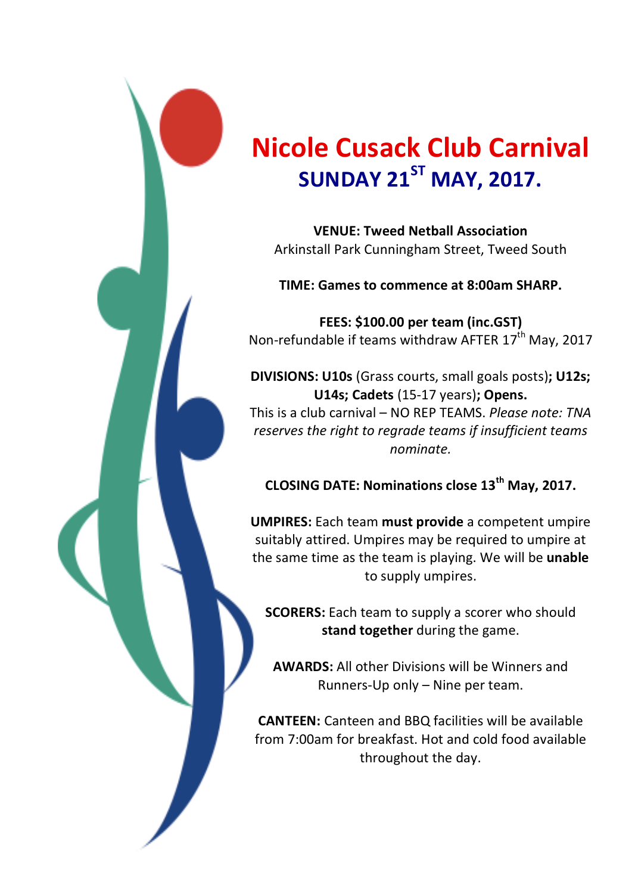# Nicole Cusack Club Carnival

## SUNDAY 21ST MAY, 2017.

**VENUE: Tweed Netball Association**
Arkinstall Park Cunningham Street, Tweed South

**TIME: Games to commence at 8:00am SHARP.**

**FEES: $100.00 per team (inc.GST)**
Non-refundable if teams withdraw AFTER 17th May, 2017

**DIVISIONS: U10s** (Grass courts, small goals posts)**; U12s; U14s; Cadets** (15-17 years)**; Opens.**
This is a club carnival – NO REP TEAMS. *Please note: TNA reserves the right to regrade teams if insufficient teams nominate.*

**CLOSING DATE: Nominations close 13th May, 2017.**

**UMPIRES:** Each team **must provide** a competent umpire suitably attired. Umpires may be required to umpire at the same time as the team is playing. We will be **unable** to supply umpires.

**SCORERS:** Each team to supply a scorer who should **stand together** during the game.

**AWARDS:** All other Divisions will be Winners and Runners-Up only – Nine per team.

**CANTEEN:** Canteen and BBQ facilities will be available from 7:00am for breakfast. Hot and cold food available throughout the day.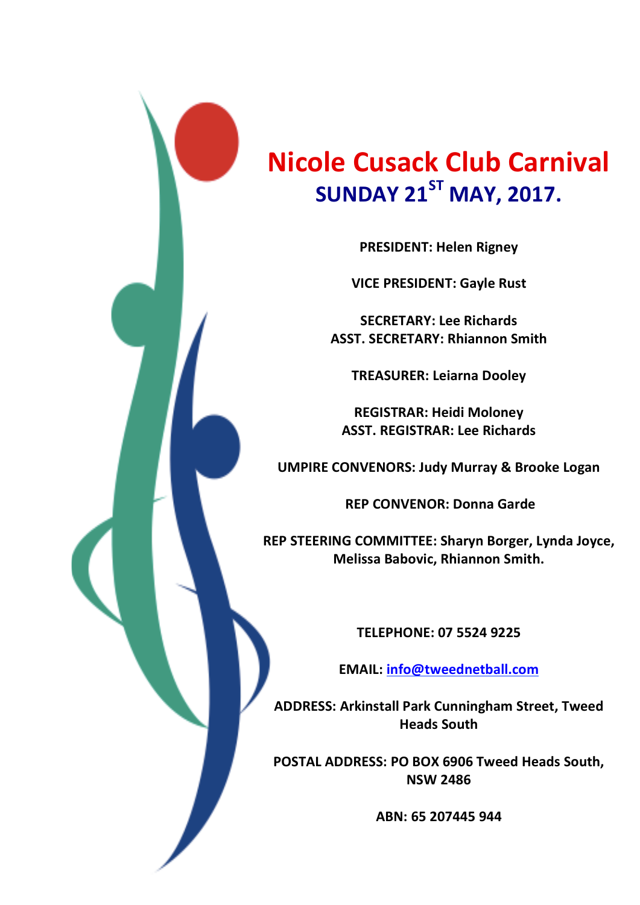# Nicole Cusack Club Carnival

## SUNDAY 21ST MAY, 2017.

**PRESIDENT: Helen Rigney**

**VICE PRESIDENT: Gayle Rust**

**SECRETARY: Lee Richards**
**ASST. SECRETARY: Rhiannon Smith**

**TREASURER: Leiarna Dooley**

**REGISTRAR: Heidi Moloney**
**ASST. REGISTRAR: Lee Richards**

**UMPIRE CONVENORS: Judy Murray & Brooke Logan**

**REP CONVENOR: Donna Garde**

**REP STEERING COMMITTEE: Sharyn Borger, Lynda Joyce, Melissa Babovic, Rhiannon Smith.**

**TELEPHONE: 07 5524 9225**

**EMAIL: info@tweednetball.com**

**ADDRESS: Arkinstall Park Cunningham Street, Tweed Heads South**

**POSTAL ADDRESS: PO BOX 6906 Tweed Heads South, NSW 2486**

**ABN: 65 207445 944**